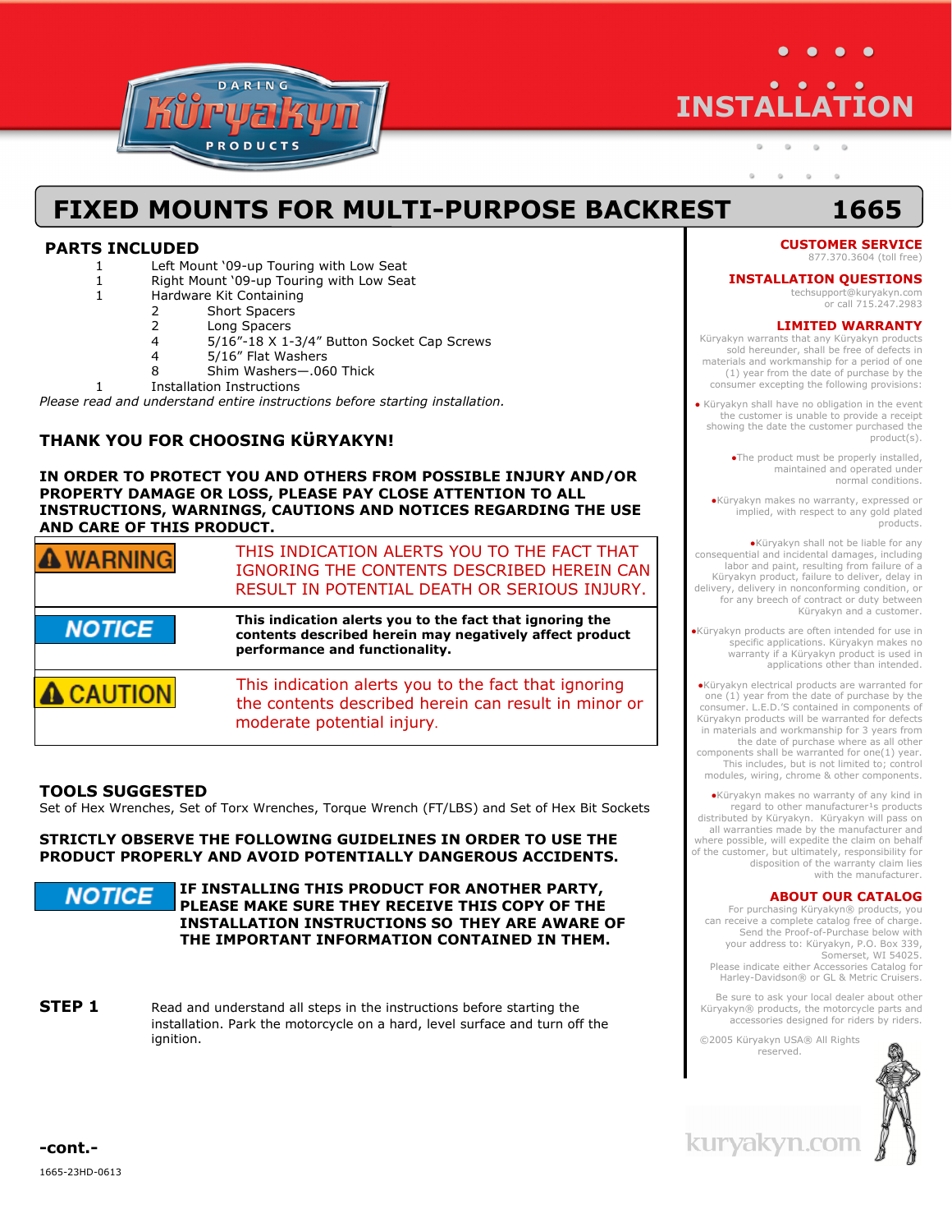# FIXED MOUNTS FOR MULTI-PURPOSE BACKREST — 1665

## PARTS INCLUDED

| Qty | Part |
|---|---|
| 1 | Left Mount '09-up Touring with Low Seat |
| 1 | Right Mount '09-up Touring with Low Seat |
| 1 | Hardware Kit Containing |
| 2 | Short Spacers |
| 2 | Long Spacers |
| 4 | 5/16"-18 X 1-3/4" Button Socket Cap Screws |
| 4 | 5/16" Flat Washers |
| 8 | Shim Washers—.060 Thick |
| 1 | Installation Instructions |

*Please read and understand entire instructions before starting installation.*

**THANK YOU FOR CHOOSING KÜRYAKYN!**

**IN ORDER TO PROTECT YOU AND OTHERS FROM POSSIBLE INJURY AND/OR PROPERTY DAMAGE OR LOSS, PLEASE PAY CLOSE ATTENTION TO ALL INSTRUCTIONS, WARNINGS, CAUTIONS AND NOTICES REGARDING THE USE AND CARE OF THIS PRODUCT.**

| | |
|---|---|
| **⚠ WARNING** | THIS INDICATION ALERTS YOU TO THE FACT THAT IGNORING THE CONTENTS DESCRIBED HEREIN CAN RESULT IN POTENTIAL DEATH OR SERIOUS INJURY. |
| **NOTICE** | **This indication alerts you to the fact that ignoring the contents described herein may negatively affect product performance and functionality.** |
| **⚠ CAUTION** | This indication alerts you to the fact that ignoring the contents described herein can result in minor or moderate potential injury. |

## TOOLS SUGGESTED

Set of Hex Wrenches, Set of Torx Wrenches, Torque Wrench (FT/LBS) and Set of Hex Bit Sockets

**STRICTLY OBSERVE THE FOLLOWING GUIDELINES IN ORDER TO USE THE PRODUCT PROPERLY AND AVOID POTENTIALLY DANGEROUS ACCIDENTS.**

**NOTICE** **IF INSTALLING THIS PRODUCT FOR ANOTHER PARTY, PLEASE MAKE SURE THEY RECEIVE THIS COPY OF THE INSTALLATION INSTRUCTIONS SO THEY ARE AWARE OF THE IMPORTANT INFORMATION CONTAINED IN THEM.**

**STEP 1** Read and understand all steps in the instructions before starting the installation. Park the motorcycle on a hard, level surface and turn off the ignition.

**-cont.-**

1665-23HD-0613

### CUSTOMER SERVICE

877.370.3604 (toll free)

### INSTALLATION QUESTIONS

techsupport@kuryakyn.com
or call 715.247.2983

### LIMITED WARRANTY

Küryakyn warrants that any Küryakyn products sold hereunder, shall be free of defects in materials and workmanship for a period of one (1) year from the date of purchase by the consumer excepting the following provisions:

- Küryakyn shall have no obligation in the event the customer is unable to provide a receipt showing the date the customer purchased the product(s).
- The product must be properly installed, maintained and operated under normal conditions.
- Küryakyn makes no warranty, expressed or implied, with respect to any gold plated products.
- Küryakyn shall not be liable for any consequential and incidental damages, including labor and paint, resulting from failure of a Küryakyn product, failure to deliver, delay in delivery, delivery in nonconforming condition, or for any breech of contract or duty between Küryakyn and a customer.
- Küryakyn products are often intended for use in specific applications. Küryakyn makes no warranty if a Küryakyn product is used in applications other than intended.
- Küryakyn electrical products are warranted for one (1) year from the date of purchase by the consumer. L.E.D.'S contained in components of Küryakyn products will be warranted for defects in materials and workmanship for 3 years from the date of purchase where as all other components shall be warranted for one(1) year. This includes, but is not limited to; control modules, wiring, chrome & other components.
- Küryakyn makes no warranty of any kind in regard to other manufacturer's products distributed by Küryakyn. Küryakyn will pass on all warranties made by the manufacturer and where possible, will expedite the claim on behalf of the customer, but ultimately, responsibility for disposition of the warranty claim lies with the manufacturer.

### ABOUT OUR CATALOG

For purchasing Küryakyn® products, you can receive a complete catalog free of charge. Send the Proof-of-Purchase below with your address to: Küryakyn, P.O. Box 339, Somerset, WI 54025. Please indicate either Accessories Catalog for Harley-Davidson® or GL & Metric Cruisers.

Be sure to ask your local dealer about other Küryakyn® products, the motorcycle parts and accessories designed for riders by riders.

©2005 Küryakyn USA® All Rights reserved.

kuryakyn.com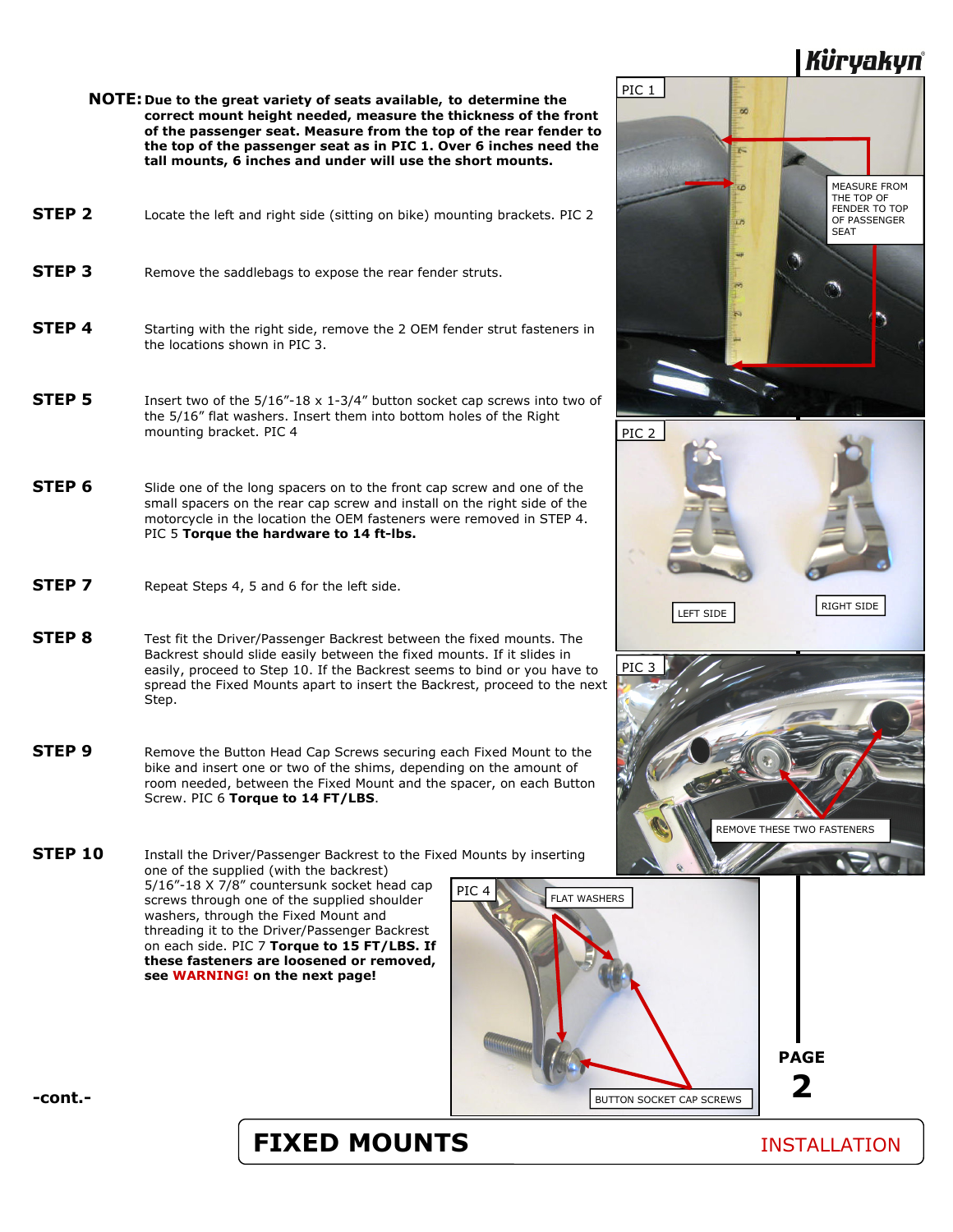**NOTE: Due to the great variety of seats available, to determine the correct mount height needed, measure the thickness of the front of the passenger seat. Measure from the top of the rear fender to the top of the passenger seat as in PIC 1. Over 6 inches need the tall mounts, 6 inches and under will use the short mounts.**

**STEP 2** Locate the left and right side (sitting on bike) mounting brackets. PIC 2

**STEP 3** Remove the saddlebags to expose the rear fender struts.

**STEP 4** Starting with the right side, remove the 2 OEM fender strut fasteners in the locations shown in PIC 3.

**STEP 5** Insert two of the 5/16”-18 x 1-3/4” button socket cap screws into two of the 5/16” flat washers. Insert them into bottom holes of the Right mounting bracket. PIC 4

**STEP 6** Slide one of the long spacers on to the front cap screw and one of the small spacers on the rear cap screw and install on the right side of the motorcycle in the location the OEM fasteners were removed in STEP 4. PIC 5 **Torque the hardware to 14 ft-lbs.**

**STEP 7** Repeat Steps 4, 5 and 6 for the left side.

**STEP 8** Test fit the Driver/Passenger Backrest between the fixed mounts. The Backrest should slide easily between the fixed mounts. If it slides in easily, proceed to Step 10. If the Backrest seems to bind or you have to spread the Fixed Mounts apart to insert the Backrest, proceed to the next Step.

**STEP 9** Remove the Button Head Cap Screws securing each Fixed Mount to the bike and insert one or two of the shims, depending on the amount of room needed, between the Fixed Mount and the spacer, on each Button Screw. PIC 6 **Torque to 14 FT/LBS**.

**STEP 10** Install the Driver/Passenger Backrest to the Fixed Mounts by inserting one of the supplied (with the backrest) 5/16”-18 X 7/8” countersunk socket head cap screws through one of the supplied shoulder washers, through the Fixed Mount and threading it to the Driver/Passenger Backrest on each side. PIC 7 **Torque to 15 FT/LBS. If these fasteners are loosened or removed, see WARNING! on the next page!**

PIC 1 — MEASURE FROM THE TOP OF FENDER TO TOP OF PASSENGER SEAT

PIC 2 — LEFT SIDE / RIGHT SIDE

PIC 3 — REMOVE THESE TWO FASTENERS

PIC 4 — FLAT WASHERS / BUTTON SOCKET CAP SCREWS

-cont.-

# FIXED MOUNTS INSTALLATION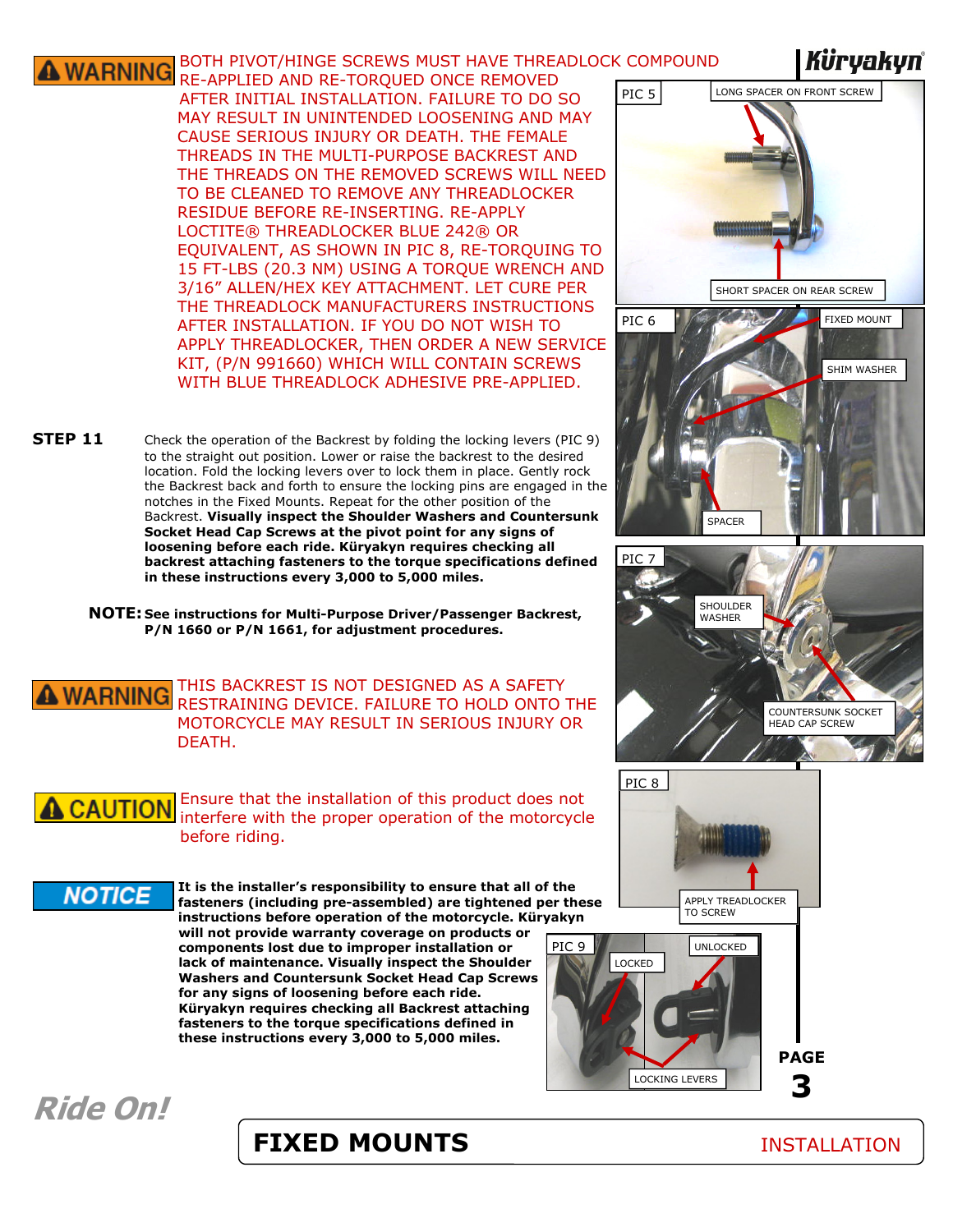**⚠ WARNING** BOTH PIVOT/HINGE SCREWS MUST HAVE THREADLOCK COMPOUND RE-APPLIED AND RE-TORQUED ONCE REMOVED AFTER INITIAL INSTALLATION. FAILURE TO DO SO MAY RESULT IN UNINTENDED LOOSENING AND MAY CAUSE SERIOUS INJURY OR DEATH. THE FEMALE THREADS IN THE MULTI-PURPOSE BACKREST AND THE THREADS ON THE REMOVED SCREWS WILL NEED TO BE CLEANED TO REMOVE ANY THREADLOCKER RESIDUE BEFORE RE-INSERTING. RE-APPLY LOCTITE® THREADLOCKER BLUE 242® OR EQUIVALENT, AS SHOWN IN PIC 8, RE-TORQUING TO 15 FT-LBS (20.3 NM) USING A TORQUE WRENCH AND 3/16" ALLEN/HEX KEY ATTACHMENT. LET CURE PER THE THREADLOCK MANUFACTURERS INSTRUCTIONS AFTER INSTALLATION. IF YOU DO NOT WISH TO APPLY THREADLOCKER, THEN ORDER A NEW SERVICE KIT, (P/N 991660) WHICH WILL CONTAIN SCREWS WITH BLUE THREADLOCK ADHESIVE PRE-APPLIED.

**STEP 11** Check the operation of the Backrest by folding the locking levers (PIC 9) to the straight out position. Lower or raise the backrest to the desired location. Fold the locking levers over to lock them in place. Gently rock the Backrest back and forth to ensure the locking pins are engaged in the notches in the Fixed Mounts. Repeat for the other position of the Backrest. **Visually inspect the Shoulder Washers and Countersunk Socket Head Cap Screws at the pivot point for any signs of loosening before each ride. Küryakyn requires checking all backrest attaching fasteners to the torque specifications defined in these instructions every 3,000 to 5,000 miles.**

**NOTE: See instructions for Multi-Purpose Driver/Passenger Backrest, P/N 1660 or P/N 1661, for adjustment procedures.**

**⚠ WARNING** THIS BACKREST IS NOT DESIGNED AS A SAFETY RESTRAINING DEVICE. FAILURE TO HOLD ONTO THE MOTORCYCLE MAY RESULT IN SERIOUS INJURY OR DEATH.

**⚠ CAUTION** Ensure that the installation of this product does not interfere with the proper operation of the motorcycle before riding.

**NOTICE** **It is the installer's responsibility to ensure that all of the fasteners (including pre-assembled) are tightened per these instructions before operation of the motorcycle. Küryakyn will not provide warranty coverage on products or components lost due to improper installation or lack of maintenance. Visually inspect the Shoulder Washers and Countersunk Socket Head Cap Screws for any signs of loosening before each ride. Küryakyn requires checking all Backrest attaching fasteners to the torque specifications defined in these instructions every 3,000 to 5,000 miles.**

PIC 5
LONG SPACER ON FRONT SCREW
SHORT SPACER ON REAR SCREW

PIC 6
FIXED MOUNT
SHIM WASHER
SPACER

PIC 7
SHOULDER WASHER
COUNTERSUNK SOCKET HEAD CAP SCREW

PIC 8
APPLY TREADLOCKER TO SCREW

PIC 9
LOCKED
UNLOCKED
LOCKING LEVERS

*Ride On!*

**FIXED MOUNTS** INSTALLATION